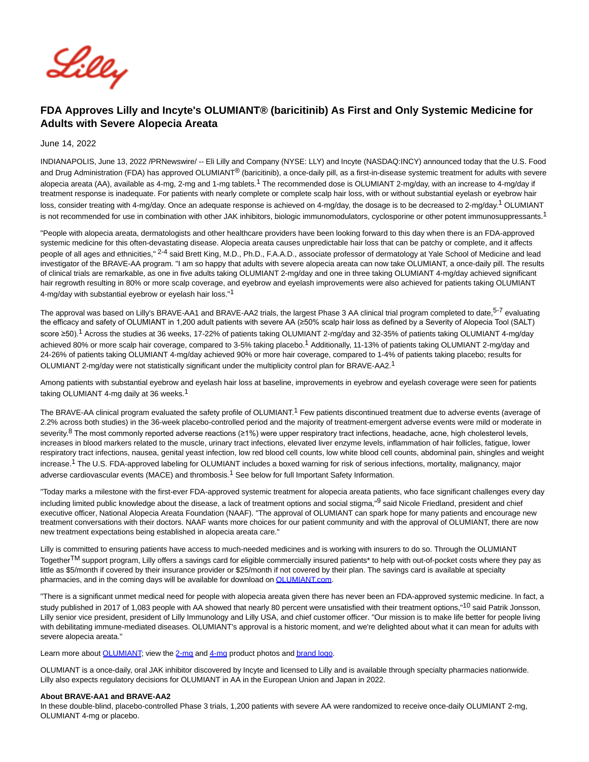# FDA Approves Lilly and Incyte's OLUMIANT® (baricitinib) As First and Only Systemic Medicine for Adults with Severe Alopecia Areata

June 14, 2022

INDIANAPOLIS, June 13, 2022 /PRNewswire/ -- Eli Lilly and Company (NYSE: LLY) and Incyte (NASDAQ:INCY) announced today that the U.S. Food and Drug Administration (FDA) has approved OLUMIANT® (baricitinib), a once-daily pill, as a first-in-disease systemic treatment for adults with severe alopecia areata (AA), available as 4-mg, 2-mg and 1-mg tablets.[1] The recommended dose is OLUMIANT 2-mg/day, with an increase to 4-mg/day if treatment response is inadequate. For patients with nearly complete or complete scalp hair loss, with or without substantial eyelash or eyebrow hair loss, consider treating with 4-mg/day. Once an adequate response is achieved on 4-mg/day, the dosage is to be decreased to 2-mg/day.[1] OLUMIANT is not recommended for use in combination with other JAK inhibitors, biologic immunomodulators, cyclosporine or other potent immunosuppressants.[1]

"People with alopecia areata, dermatologists and other healthcare providers have been looking forward to this day when there is an FDA-approved systemic medicine for this often-devastating disease. Alopecia areata causes unpredictable hair loss that can be patchy or complete, and it affects people of all ages and ethnicities,"[2-4] said Brett King, M.D., Ph.D., F.A.A.D., associate professor of dermatology at Yale School of Medicine and lead investigator of the BRAVE-AA program. "I am so happy that adults with severe alopecia areata can now take OLUMIANT, a once-daily pill. The results of clinical trials are remarkable, as one in five adults taking OLUMIANT 2-mg/day and one in three taking OLUMIANT 4-mg/day achieved significant hair regrowth resulting in 80% or more scalp coverage, and eyebrow and eyelash improvements were also achieved for patients taking OLUMIANT 4-mg/day with substantial eyebrow or eyelash hair loss."[1]

The approval was based on Lilly's BRAVE-AA1 and BRAVE-AA2 trials, the largest Phase 3 AA clinical trial program completed to date,[5-7] evaluating the efficacy and safety of OLUMIANT in 1,200 adult patients with severe AA (≥50% scalp hair loss as defined by a Severity of Alopecia Tool (SALT) score ≥50).[1] Across the studies at 36 weeks, 17-22% of patients taking OLUMIANT 2-mg/day and 32-35% of patients taking OLUMIANT 4-mg/day achieved 80% or more scalp hair coverage, compared to 3-5% taking placebo.[1] Additionally, 11-13% of patients taking OLUMIANT 2-mg/day and 24-26% of patients taking OLUMIANT 4-mg/day achieved 90% or more hair coverage, compared to 1-4% of patients taking placebo; results for OLUMIANT 2-mg/day were not statistically significant under the multiplicity control plan for BRAVE-AA2.[1]

Among patients with substantial eyebrow and eyelash hair loss at baseline, improvements in eyebrow and eyelash coverage were seen for patients taking OLUMIANT 4-mg daily at 36 weeks.[1]

The BRAVE-AA clinical program evaluated the safety profile of OLUMIANT.[1] Few patients discontinued treatment due to adverse events (average of 2.2% across both studies) in the 36-week placebo-controlled period and the majority of treatment-emergent adverse events were mild or moderate in severity.[8] The most commonly reported adverse reactions (≥1%) were upper respiratory tract infections, headache, acne, high cholesterol levels, increases in blood markers related to the muscle, urinary tract infections, elevated liver enzyme levels, inflammation of hair follicles, fatigue, lower respiratory tract infections, nausea, genital yeast infection, low red blood cell counts, low white blood cell counts, abdominal pain, shingles and weight increase.[1] The U.S. FDA-approved labeling for OLUMIANT includes a boxed warning for risk of serious infections, mortality, malignancy, major adverse cardiovascular events (MACE) and thrombosis.[1] See below for full Important Safety Information.

"Today marks a milestone with the first-ever FDA-approved systemic treatment for alopecia areata patients, who face significant challenges every day including limited public knowledge about the disease, a lack of treatment options and social stigma,"[9] said Nicole Friedland, president and chief executive officer, National Alopecia Areata Foundation (NAAF). "The approval of OLUMIANT can spark hope for many patients and encourage new treatment conversations with their doctors. NAAF wants more choices for our patient community and with the approval of OLUMIANT, there are now new treatment expectations being established in alopecia areata care."

Lilly is committed to ensuring patients have access to much-needed medicines and is working with insurers to do so. Through the OLUMIANT Together™ support program, Lilly offers a savings card for eligible commercially insured patients* to help with out-of-pocket costs where they pay as little as $5/month if covered by their insurance provider or $25/month if not covered by their plan. The savings card is available at specialty pharmacies, and in the coming days will be available for download on OLUMIANT.com.

"There is a significant unmet medical need for people with alopecia areata given there has never been an FDA-approved systemic medicine. In fact, a study published in 2017 of 1,083 people with AA showed that nearly 80 percent were unsatisfied with their treatment options,"[10] said Patrik Jonsson, Lilly senior vice president, president of Lilly Immunology and Lilly USA, and chief customer officer. "Our mission is to make life better for people living with debilitating immune-mediated diseases. OLUMIANT's approval is a historic moment, and we're delighted about what it can mean for adults with severe alopecia areata."

Learn more about OLUMIANT; view the 2-mg and 4-mg product photos and brand logo.

OLUMIANT is a once-daily, oral JAK inhibitor discovered by Incyte and licensed to Lilly and is available through specialty pharmacies nationwide. Lilly also expects regulatory decisions for OLUMIANT in AA in the European Union and Japan in 2022.

**About BRAVE-AA1 and BRAVE-AA2**

In these double-blind, placebo-controlled Phase 3 trials, 1,200 patients with severe AA were randomized to receive once-daily OLUMIANT 2-mg, OLUMIANT 4-mg or placebo.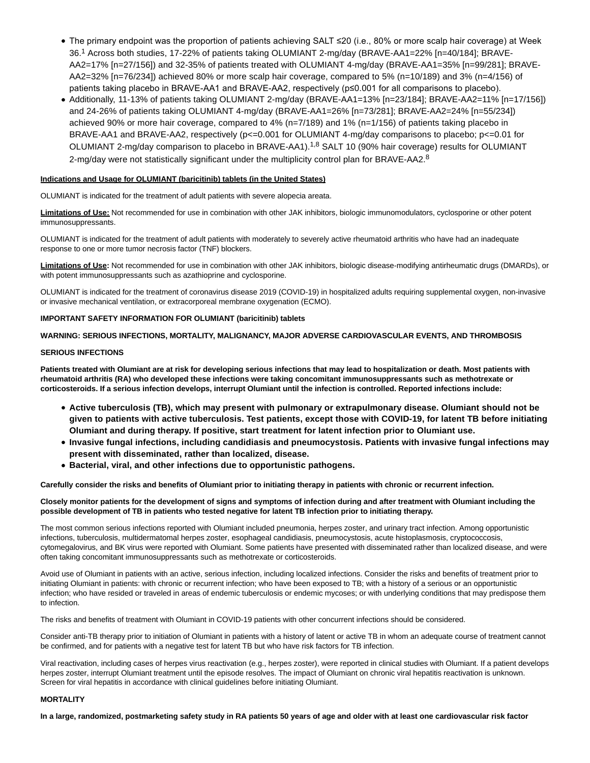- The primary endpoint was the proportion of patients achieving SALT ≤20 (i.e., 80% or more scalp hair coverage) at Week 36.[1] Across both studies, 17-22% of patients taking OLUMIANT 2-mg/day (BRAVE-AA1=22% [n=40/184]; BRAVE-AA2=17% [n=27/156]) and 32-35% of patients treated with OLUMIANT 4-mg/day (BRAVE-AA1=35% [n=99/281]; BRAVE-AA2=32% [n=76/234]) achieved 80% or more scalp hair coverage, compared to 5% (n=10/189) and 3% (n=4/156) of patients taking placebo in BRAVE-AA1 and BRAVE-AA2, respectively (p≤0.001 for all comparisons to placebo).
- Additionally, 11-13% of patients taking OLUMIANT 2-mg/day (BRAVE-AA1=13% [n=23/184]; BRAVE-AA2=11% [n=17/156]) and 24-26% of patients taking OLUMIANT 4-mg/day (BRAVE-AA1=26% [n=73/281]; BRAVE-AA2=24% [n=55/234]) achieved 90% or more hair coverage, compared to 4% (n=7/189) and 1% (n=1/156) of patients taking placebo in BRAVE-AA1 and BRAVE-AA2, respectively (p<=0.001 for OLUMIANT 4-mg/day comparisons to placebo; p<=0.01 for OLUMIANT 2-mg/day comparison to placebo in BRAVE-AA1).[1,8] SALT 10 (90% hair coverage) results for OLUMIANT 2-mg/day were not statistically significant under the multiplicity control plan for BRAVE-AA2.[8]

**Indications and Usage for OLUMIANT (baricitinib) tablets (in the United States)**

OLUMIANT is indicated for the treatment of adult patients with severe alopecia areata.

**Limitations of Use:** Not recommended for use in combination with other JAK inhibitors, biologic immunomodulators, cyclosporine or other potent immunosuppressants.

OLUMIANT is indicated for the treatment of adult patients with moderately to severely active rheumatoid arthritis who have had an inadequate response to one or more tumor necrosis factor (TNF) blockers.

**Limitations of Use:** Not recommended for use in combination with other JAK inhibitors, biologic disease-modifying antirheumatic drugs (DMARDs), or with potent immunosuppressants such as azathioprine and cyclosporine.

OLUMIANT is indicated for the treatment of coronavirus disease 2019 (COVID-19) in hospitalized adults requiring supplemental oxygen, non-invasive or invasive mechanical ventilation, or extracorporeal membrane oxygenation (ECMO).

**IMPORTANT SAFETY INFORMATION FOR OLUMIANT (baricitinib) tablets**

**WARNING: SERIOUS INFECTIONS, MORTALITY, MALIGNANCY, MAJOR ADVERSE CARDIOVASCULAR EVENTS, AND THROMBOSIS**

**SERIOUS INFECTIONS**

**Patients treated with Olumiant are at risk for developing serious infections that may lead to hospitalization or death. Most patients with rheumatoid arthritis (RA) who developed these infections were taking concomitant immunosuppressants such as methotrexate or corticosteroids. If a serious infection develops, interrupt Olumiant until the infection is controlled. Reported infections include:**

- **Active tuberculosis (TB), which may present with pulmonary or extrapulmonary disease. Olumiant should not be given to patients with active tuberculosis. Test patients, except those with COVID-19, for latent TB before initiating Olumiant and during therapy. If positive, start treatment for latent infection prior to Olumiant use.**
- **Invasive fungal infections, including candidiasis and pneumocystosis. Patients with invasive fungal infections may present with disseminated, rather than localized, disease.**
- **Bacterial, viral, and other infections due to opportunistic pathogens.**

**Carefully consider the risks and benefits of Olumiant prior to initiating therapy in patients with chronic or recurrent infection.**

**Closely monitor patients for the development of signs and symptoms of infection during and after treatment with Olumiant including the possible development of TB in patients who tested negative for latent TB infection prior to initiating therapy.**

The most common serious infections reported with Olumiant included pneumonia, herpes zoster, and urinary tract infection. Among opportunistic infections, tuberculosis, multidermatomal herpes zoster, esophageal candidiasis, pneumocystosis, acute histoplasmosis, cryptococcosis, cytomegalovirus, and BK virus were reported with Olumiant. Some patients have presented with disseminated rather than localized disease, and were often taking concomitant immunosuppressants such as methotrexate or corticosteroids.

Avoid use of Olumiant in patients with an active, serious infection, including localized infections. Consider the risks and benefits of treatment prior to initiating Olumiant in patients: with chronic or recurrent infection; who have been exposed to TB; with a history of a serious or an opportunistic infection; who have resided or traveled in areas of endemic tuberculosis or endemic mycoses; or with underlying conditions that may predispose them to infection.

The risks and benefits of treatment with Olumiant in COVID-19 patients with other concurrent infections should be considered.

Consider anti-TB therapy prior to initiation of Olumiant in patients with a history of latent or active TB in whom an adequate course of treatment cannot be confirmed, and for patients with a negative test for latent TB but who have risk factors for TB infection.

Viral reactivation, including cases of herpes virus reactivation (e.g., herpes zoster), were reported in clinical studies with Olumiant. If a patient develops herpes zoster, interrupt Olumiant treatment until the episode resolves. The impact of Olumiant on chronic viral hepatitis reactivation is unknown. Screen for viral hepatitis in accordance with clinical guidelines before initiating Olumiant.

**MORTALITY**

**In a large, randomized, postmarketing safety study in RA patients 50 years of age and older with at least one cardiovascular risk factor**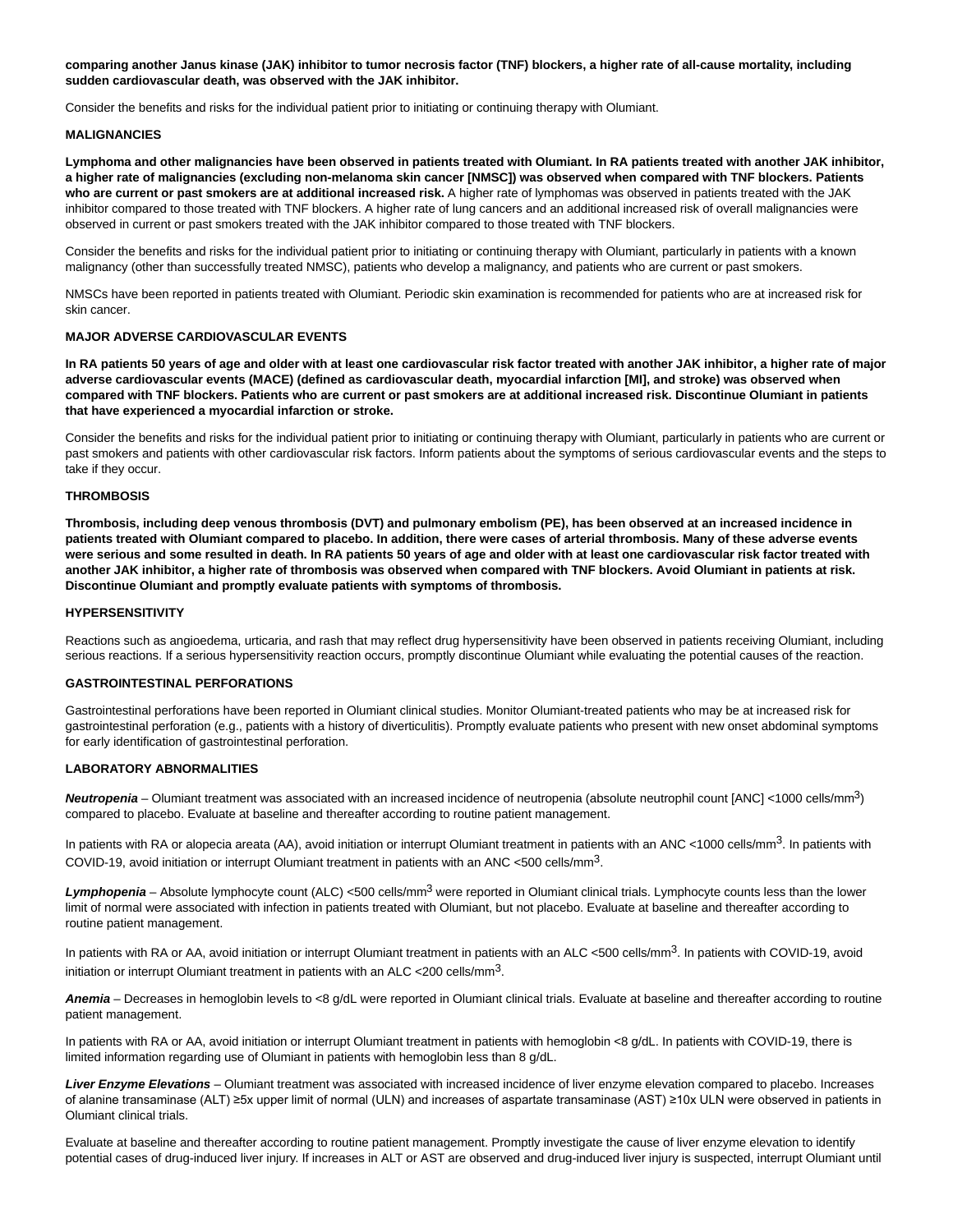**comparing another Janus kinase (JAK) inhibitor to tumor necrosis factor (TNF) blockers, a higher rate of all-cause mortality, including sudden cardiovascular death, was observed with the JAK inhibitor.**

Consider the benefits and risks for the individual patient prior to initiating or continuing therapy with Olumiant.

**MALIGNANCIES**

**Lymphoma and other malignancies have been observed in patients treated with Olumiant. In RA patients treated with another JAK inhibitor, a higher rate of malignancies (excluding non-melanoma skin cancer [NMSC]) was observed when compared with TNF blockers. Patients who are current or past smokers are at additional increased risk.** A higher rate of lymphomas was observed in patients treated with the JAK inhibitor compared to those treated with TNF blockers. A higher rate of lung cancers and an additional increased risk of overall malignancies were observed in current or past smokers treated with the JAK inhibitor compared to those treated with TNF blockers.

Consider the benefits and risks for the individual patient prior to initiating or continuing therapy with Olumiant, particularly in patients with a known malignancy (other than successfully treated NMSC), patients who develop a malignancy, and patients who are current or past smokers.

NMSCs have been reported in patients treated with Olumiant. Periodic skin examination is recommended for patients who are at increased risk for skin cancer.

**MAJOR ADVERSE CARDIOVASCULAR EVENTS**

**In RA patients 50 years of age and older with at least one cardiovascular risk factor treated with another JAK inhibitor, a higher rate of major adverse cardiovascular events (MACE) (defined as cardiovascular death, myocardial infarction [MI], and stroke) was observed when compared with TNF blockers. Patients who are current or past smokers are at additional increased risk. Discontinue Olumiant in patients that have experienced a myocardial infarction or stroke.**

Consider the benefits and risks for the individual patient prior to initiating or continuing therapy with Olumiant, particularly in patients who are current or past smokers and patients with other cardiovascular risk factors. Inform patients about the symptoms of serious cardiovascular events and the steps to take if they occur.

**THROMBOSIS**

**Thrombosis, including deep venous thrombosis (DVT) and pulmonary embolism (PE), has been observed at an increased incidence in patients treated with Olumiant compared to placebo. In addition, there were cases of arterial thrombosis. Many of these adverse events were serious and some resulted in death. In RA patients 50 years of age and older with at least one cardiovascular risk factor treated with another JAK inhibitor, a higher rate of thrombosis was observed when compared with TNF blockers. Avoid Olumiant in patients at risk. Discontinue Olumiant and promptly evaluate patients with symptoms of thrombosis.**

**HYPERSENSITIVITY**

Reactions such as angioedema, urticaria, and rash that may reflect drug hypersensitivity have been observed in patients receiving Olumiant, including serious reactions. If a serious hypersensitivity reaction occurs, promptly discontinue Olumiant while evaluating the potential causes of the reaction.

**GASTROINTESTINAL PERFORATIONS**

Gastrointestinal perforations have been reported in Olumiant clinical studies. Monitor Olumiant-treated patients who may be at increased risk for gastrointestinal perforation (e.g., patients with a history of diverticulitis). Promptly evaluate patients who present with new onset abdominal symptoms for early identification of gastrointestinal perforation.

**LABORATORY ABNORMALITIES**

***Neutropenia*** – Olumiant treatment was associated with an increased incidence of neutropenia (absolute neutrophil count [ANC] <1000 cells/mm$^3$) compared to placebo. Evaluate at baseline and thereafter according to routine patient management.

In patients with RA or alopecia areata (AA), avoid initiation or interrupt Olumiant treatment in patients with an ANC <1000 cells/mm$^3$. In patients with COVID-19, avoid initiation or interrupt Olumiant treatment in patients with an ANC <500 cells/mm$^3$.

***Lymphopenia*** – Absolute lymphocyte count (ALC) <500 cells/mm$^3$ were reported in Olumiant clinical trials. Lymphocyte counts less than the lower limit of normal were associated with infection in patients treated with Olumiant, but not placebo. Evaluate at baseline and thereafter according to routine patient management.

In patients with RA or AA, avoid initiation or interrupt Olumiant treatment in patients with an ALC <500 cells/mm$^3$. In patients with COVID-19, avoid initiation or interrupt Olumiant treatment in patients with an ALC <200 cells/mm$^3$.

***Anemia*** – Decreases in hemoglobin levels to <8 g/dL were reported in Olumiant clinical trials. Evaluate at baseline and thereafter according to routine patient management.

In patients with RA or AA, avoid initiation or interrupt Olumiant treatment in patients with hemoglobin <8 g/dL. In patients with COVID-19, there is limited information regarding use of Olumiant in patients with hemoglobin less than 8 g/dL.

***Liver Enzyme Elevations*** – Olumiant treatment was associated with increased incidence of liver enzyme elevation compared to placebo. Increases of alanine transaminase (ALT) ≥5x upper limit of normal (ULN) and increases of aspartate transaminase (AST) ≥10x ULN were observed in patients in Olumiant clinical trials.

Evaluate at baseline and thereafter according to routine patient management. Promptly investigate the cause of liver enzyme elevation to identify potential cases of drug-induced liver injury. If increases in ALT or AST are observed and drug-induced liver injury is suspected, interrupt Olumiant until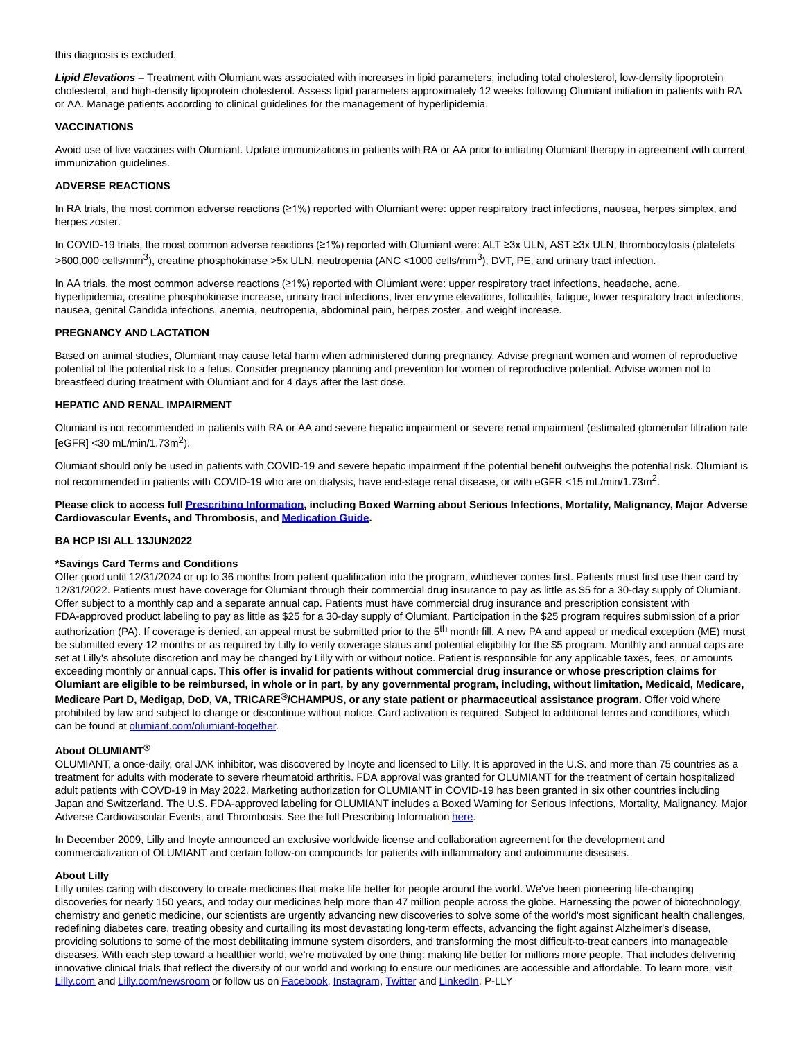this diagnosis is excluded.

***Lipid Elevations*** – Treatment with Olumiant was associated with increases in lipid parameters, including total cholesterol, low-density lipoprotein cholesterol, and high-density lipoprotein cholesterol. Assess lipid parameters approximately 12 weeks following Olumiant initiation in patients with RA or AA. Manage patients according to clinical guidelines for the management of hyperlipidemia.

**VACCINATIONS**

Avoid use of live vaccines with Olumiant. Update immunizations in patients with RA or AA prior to initiating Olumiant therapy in agreement with current immunization guidelines.

**ADVERSE REACTIONS**

In RA trials, the most common adverse reactions (≥1%) reported with Olumiant were: upper respiratory tract infections, nausea, herpes simplex, and herpes zoster.

In COVID-19 trials, the most common adverse reactions (≥1%) reported with Olumiant were: ALT ≥3x ULN, AST ≥3x ULN, thrombocytosis (platelets >600,000 cells/$mm^3$), creatine phosphokinase >5x ULN, neutropenia (ANC <1000 cells/$mm^3$), DVT, PE, and urinary tract infection.

In AA trials, the most common adverse reactions (≥1%) reported with Olumiant were: upper respiratory tract infections, headache, acne, hyperlipidemia, creatine phosphokinase increase, urinary tract infections, liver enzyme elevations, folliculitis, fatigue, lower respiratory tract infections, nausea, genital Candida infections, anemia, neutropenia, abdominal pain, herpes zoster, and weight increase.

**PREGNANCY AND LACTATION**

Based on animal studies, Olumiant may cause fetal harm when administered during pregnancy. Advise pregnant women and women of reproductive potential of the potential risk to a fetus. Consider pregnancy planning and prevention for women of reproductive potential. Advise women not to breastfeed during treatment with Olumiant and for 4 days after the last dose.

**HEPATIC AND RENAL IMPAIRMENT**

Olumiant is not recommended in patients with RA or AA and severe hepatic impairment or severe renal impairment (estimated glomerular filtration rate [eGFR] <30 mL/min/1.73$m^2$).

Olumiant should only be used in patients with COVID-19 and severe hepatic impairment if the potential benefit outweighs the potential risk. Olumiant is not recommended in patients with COVID-19 who are on dialysis, have end-stage renal disease, or with eGFR <15 mL/min/1.73$m^2$.

**Please click to access full Prescribing Information, including Boxed Warning about Serious Infections, Mortality, Malignancy, Major Adverse Cardiovascular Events, and Thrombosis, and Medication Guide.**

**BA HCP ISI ALL 13JUN2022**

**\*Savings Card Terms and Conditions**
Offer good until 12/31/2024 or up to 36 months from patient qualification into the program, whichever comes first. Patients must first use their card by 12/31/2022. Patients must have coverage for Olumiant through their commercial drug insurance to pay as little as $5 for a 30-day supply of Olumiant. Offer subject to a monthly cap and a separate annual cap. Patients must have commercial drug insurance and prescription consistent with FDA-approved product labeling to pay as little as $25 for a 30-day supply of Olumiant. Participation in the $25 program requires submission of a prior authorization (PA). If coverage is denied, an appeal must be submitted prior to the 5th month fill. A new PA and appeal or medical exception (ME) must be submitted every 12 months or as required by Lilly to verify coverage status and potential eligibility for the $5 program. Monthly and annual caps are set at Lilly's absolute discretion and may be changed by Lilly with or without notice. Patient is responsible for any applicable taxes, fees, or amounts exceeding monthly or annual caps. **This offer is invalid for patients without commercial drug insurance or whose prescription claims for Olumiant are eligible to be reimbursed, in whole or in part, by any governmental program, including, without limitation, Medicaid, Medicare, Medicare Part D, Medigap, DoD, VA, TRICARE®/CHAMPUS, or any state patient or pharmaceutical assistance program.** Offer void where prohibited by law and subject to change or discontinue without notice. Card activation is required. Subject to additional terms and conditions, which can be found at olumiant.com/olumiant-together.

**About OLUMIANT®**
OLUMIANT, a once-daily, oral JAK inhibitor, was discovered by Incyte and licensed to Lilly. It is approved in the U.S. and more than 75 countries as a treatment for adults with moderate to severe rheumatoid arthritis. FDA approval was granted for OLUMIANT for the treatment of certain hospitalized adult patients with COVD-19 in May 2022. Marketing authorization for OLUMIANT in COVID-19 has been granted in six other countries including Japan and Switzerland. The U.S. FDA-approved labeling for OLUMIANT includes a Boxed Warning for Serious Infections, Mortality, Malignancy, Major Adverse Cardiovascular Events, and Thrombosis. See the full Prescribing Information here.

In December 2009, Lilly and Incyte announced an exclusive worldwide license and collaboration agreement for the development and commercialization of OLUMIANT and certain follow-on compounds for patients with inflammatory and autoimmune diseases.

**About Lilly**
Lilly unites caring with discovery to create medicines that make life better for people around the world. We've been pioneering life-changing discoveries for nearly 150 years, and today our medicines help more than 47 million people across the globe. Harnessing the power of biotechnology, chemistry and genetic medicine, our scientists are urgently advancing new discoveries to solve some of the world's most significant health challenges, redefining diabetes care, treating obesity and curtailing its most devastating long-term effects, advancing the fight against Alzheimer's disease, providing solutions to some of the most debilitating immune system disorders, and transforming the most difficult-to-treat cancers into manageable diseases. With each step toward a healthier world, we're motivated by one thing: making life better for millions more people. That includes delivering innovative clinical trials that reflect the diversity of our world and working to ensure our medicines are accessible and affordable. To learn more, visit Lilly.com and Lilly.com/newsroom or follow us on Facebook, Instagram, Twitter and LinkedIn. P-LLY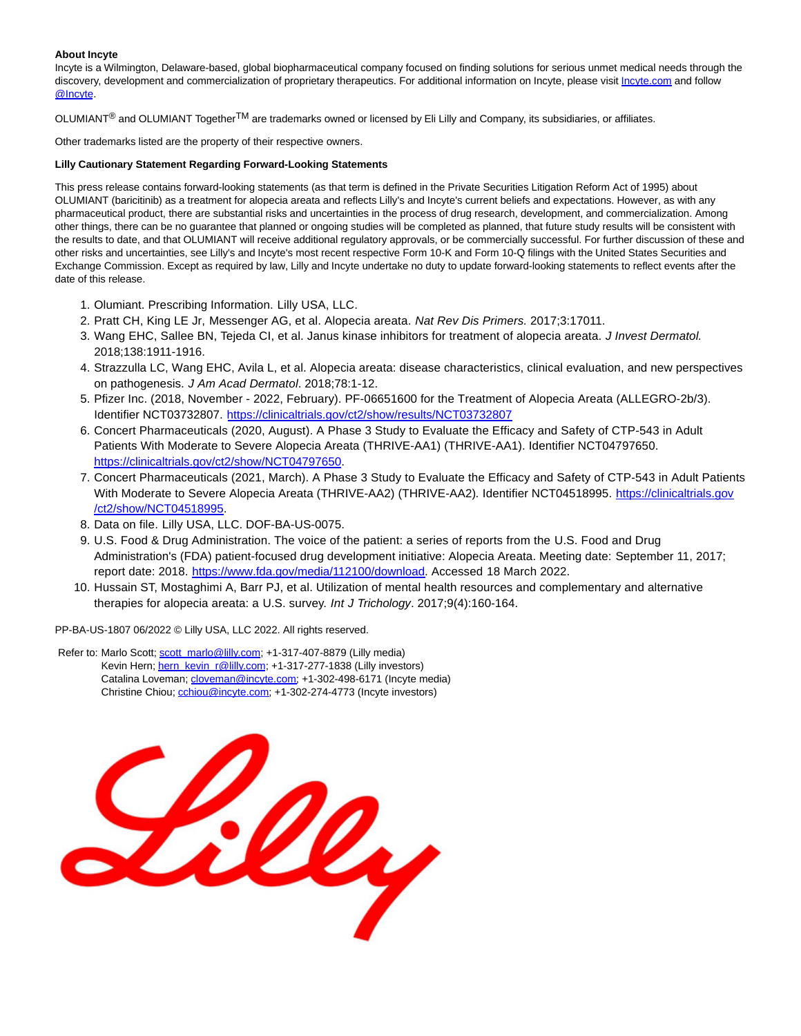**About Incyte**

Incyte is a Wilmington, Delaware-based, global biopharmaceutical company focused on finding solutions for serious unmet medical needs through the discovery, development and commercialization of proprietary therapeutics. For additional information on Incyte, please visit [Incyte.com](Incyte.com) and follow [@Incyte](@Incyte).

OLUMIANT® and OLUMIANT Together™ are trademarks owned or licensed by Eli Lilly and Company, its subsidiaries, or affiliates.

Other trademarks listed are the property of their respective owners.

**Lilly Cautionary Statement Regarding Forward-Looking Statements**

This press release contains forward-looking statements (as that term is defined in the Private Securities Litigation Reform Act of 1995) about OLUMIANT (baricitinib) as a treatment for alopecia areata and reflects Lilly's and Incyte's current beliefs and expectations. However, as with any pharmaceutical product, there are substantial risks and uncertainties in the process of drug research, development, and commercialization. Among other things, there can be no guarantee that planned or ongoing studies will be completed as planned, that future study results will be consistent with the results to date, and that OLUMIANT will receive additional regulatory approvals, or be commercially successful. For further discussion of these and other risks and uncertainties, see Lilly's and Incyte's most recent respective Form 10-K and Form 10-Q filings with the United States Securities and Exchange Commission. Except as required by law, Lilly and Incyte undertake no duty to update forward-looking statements to reflect events after the date of this release.

1. Olumiant. Prescribing Information. Lilly USA, LLC.
2. Pratt CH, King LE Jr, Messenger AG, et al. Alopecia areata. *Nat Rev Dis Primers.* 2017;3:17011.
3. Wang EHC, Sallee BN, Tejeda CI, et al. Janus kinase inhibitors for treatment of alopecia areata. *J Invest Dermatol.* 2018;138:1911-1916.
4. Strazzulla LC, Wang EHC, Avila L, et al. Alopecia areata: disease characteristics, clinical evaluation, and new perspectives on pathogenesis. *J Am Acad Dermatol*. 2018;78:1-12.
5. Pfizer Inc. (2018, November - 2022, February). PF-06651600 for the Treatment of Alopecia Areata (ALLEGRO-2b/3). Identifier NCT03732807. https://clinicaltrials.gov/ct2/show/results/NCT03732807
6. Concert Pharmaceuticals (2020, August). A Phase 3 Study to Evaluate the Efficacy and Safety of CTP-543 in Adult Patients With Moderate to Severe Alopecia Areata (THRIVE-AA1) (THRIVE-AA1). Identifier NCT04797650. https://clinicaltrials.gov/ct2/show/NCT04797650.
7. Concert Pharmaceuticals (2021, March). A Phase 3 Study to Evaluate the Efficacy and Safety of CTP-543 in Adult Patients With Moderate to Severe Alopecia Areata (THRIVE-AA2) (THRIVE-AA2). Identifier NCT04518995. https://clinicaltrials.gov/ct2/show/NCT04518995.
8. Data on file. Lilly USA, LLC. DOF-BA-US-0075.
9. U.S. Food & Drug Administration. The voice of the patient: a series of reports from the U.S. Food and Drug Administration's (FDA) patient-focused drug development initiative: Alopecia Areata. Meeting date: September 11, 2017; report date: 2018. https://www.fda.gov/media/112100/download. Accessed 18 March 2022.
10. Hussain ST, Mostaghimi A, Barr PJ, et al. Utilization of mental health resources and complementary and alternative therapies for alopecia areata: a U.S. survey. *Int J Trichology*. 2017;9(4):160-164.

PP-BA-US-1807 06/2022 © Lilly USA, LLC 2022. All rights reserved.

Refer to: Marlo Scott; scott_marlo@lilly.com; +1-317-407-8879 (Lilly media)
Kevin Hern; hern_kevin_r@lilly.com; +1-317-277-1838 (Lilly investors)
Catalina Loveman; cloveman@incyte.com; +1-302-498-6171 (Incyte media)
Christine Chiou; cchiou@incyte.com; +1-302-274-4773 (Incyte investors)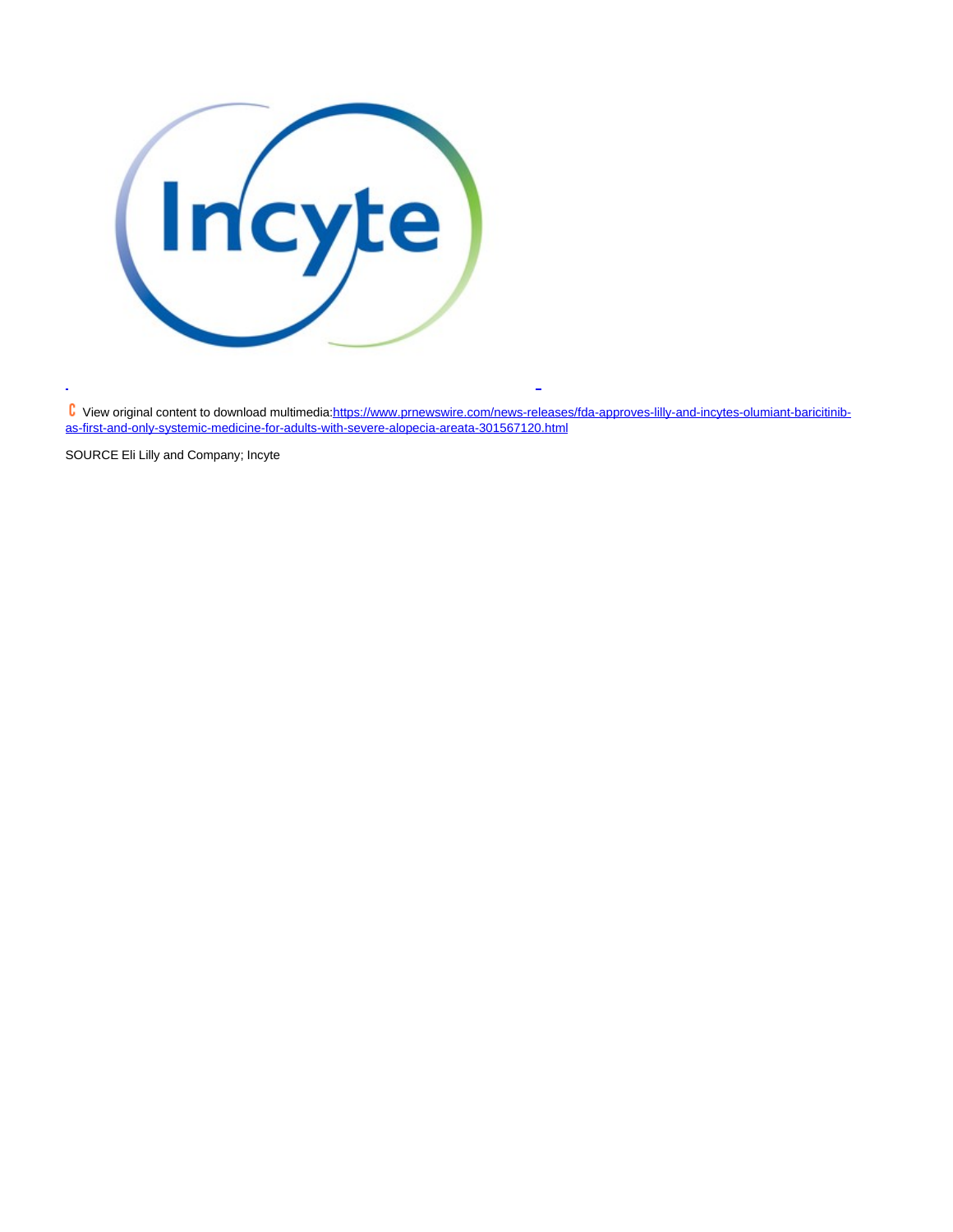View original content to download multimedia:https://www.prnewswire.com/news-releases/fda-approves-lilly-and-incytes-olumiant-baricitinib-as-first-and-only-systemic-medicine-for-adults-with-severe-alopecia-areata-301567120.html

SOURCE Eli Lilly and Company; Incyte